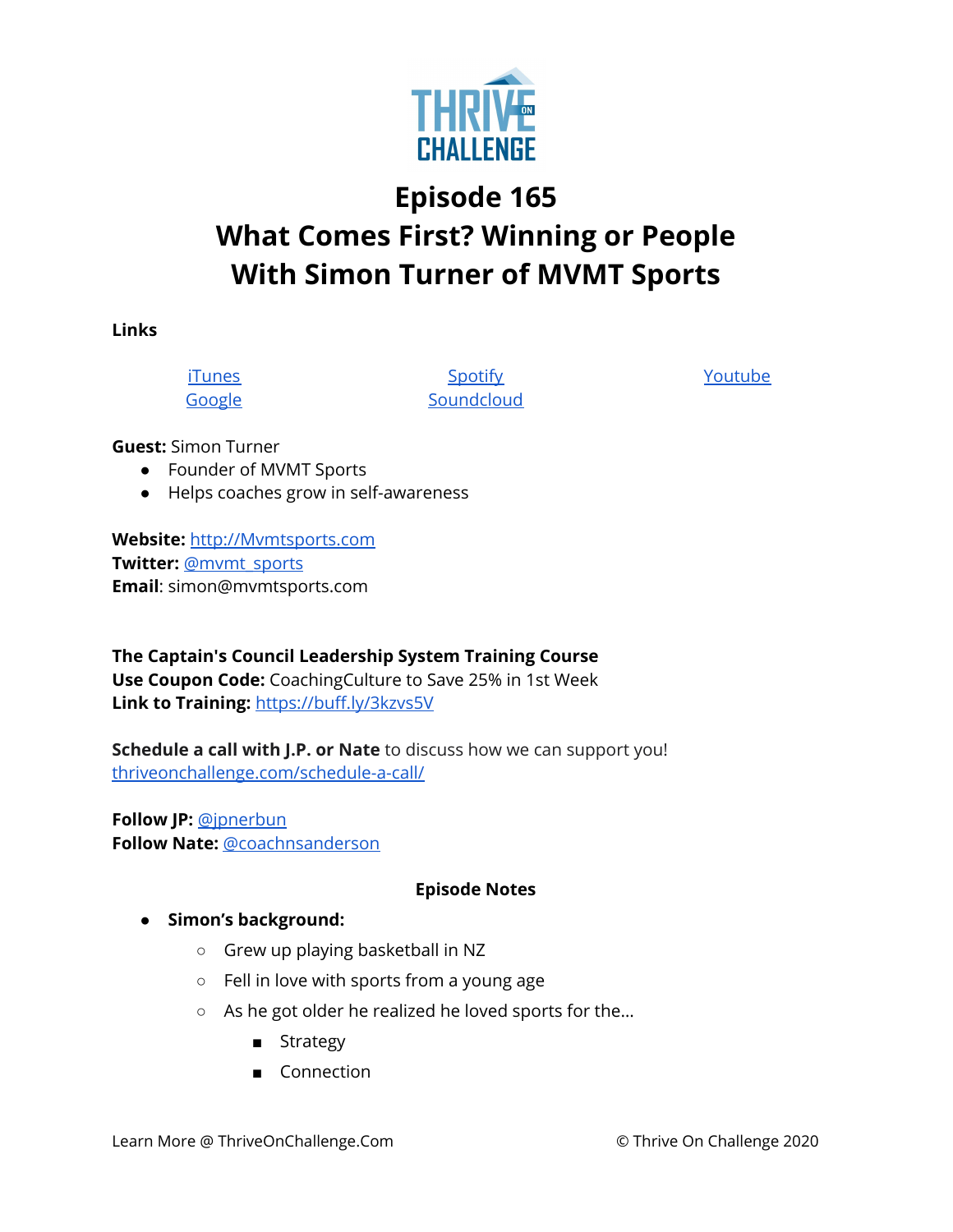# Episode 165
# What Comes First? Winning or People With Simon Turner of MVMT Sports

**Links**

[iTunes](#) [Google](#) [Spotify](#) [Soundcloud](#) [Youtube](#)

**Guest:** Simon Turner

- Founder of MVMT Sports
- Helps coaches grow in self-awareness

**Website:** [http://Mvmtsports.com](http://Mvmtsports.com)
**Twitter:** [@mvmt_sports](#)
**Email**: simon@mvmtsports.com

**The Captain's Council Leadership System Training Course**
**Use Coupon Code:** CoachingCulture to Save 25% in 1st Week
**Link to Training:** [https://buff.ly/3kzvs5V](https://buff.ly/3kzvs5V)

**Schedule a call with J.P. or Nate** to discuss how we can support you!
[thriveonchallenge.com/schedule-a-call/](thriveonchallenge.com/schedule-a-call/)

**Follow JP:** [@jpnerbun](#)
**Follow Nate:** [@coachnsanderson](#)

**Episode Notes**

- **Simon's background:**
  - Grew up playing basketball in NZ
  - Fell in love with sports from a young age
  - As he got older he realized he loved sports for the...
    - Strategy
    - Connection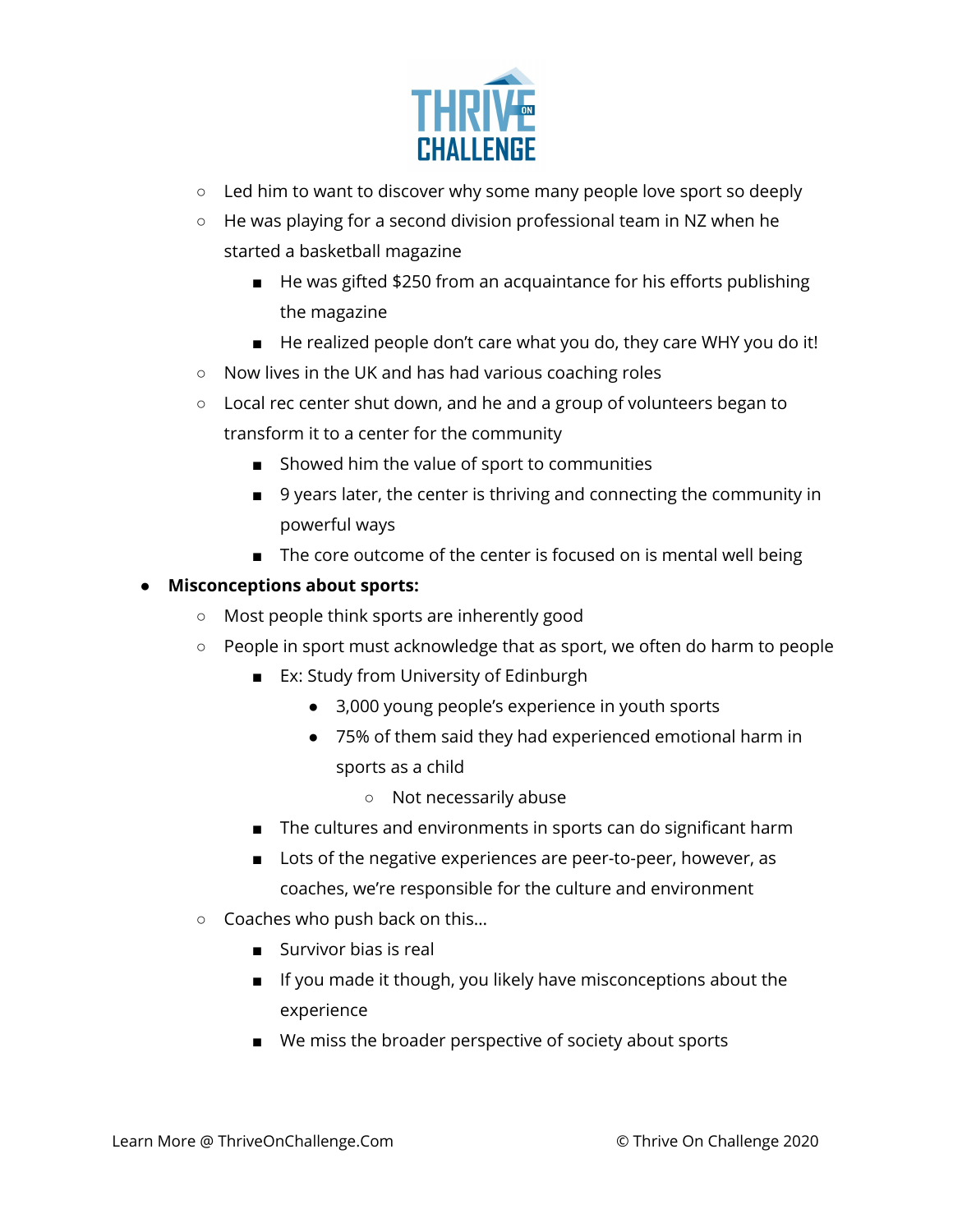- Led him to want to discover why some many people love sport so deeply
   - He was playing for a second division professional team in NZ when he started a basketball magazine
     - He was gifted $250 from an acquaintance for his efforts publishing the magazine
     - He realized people don't care what you do, they care WHY you do it!
   - Now lives in the UK and has had various coaching roles
   - Local rec center shut down, and he and a group of volunteers began to transform it to a center for the community
     - Showed him the value of sport to communities
     - 9 years later, the center is thriving and connecting the community in powerful ways
     - The core outcome of the center is focused on is mental well being
- **Misconceptions about sports:**
   - Most people think sports are inherently good
   - People in sport must acknowledge that as sport, we often do harm to people
     - Ex: Study from University of Edinburgh
       - 3,000 young people's experience in youth sports
       - 75% of them said they had experienced emotional harm in sports as a child
         - Not necessarily abuse
     - The cultures and environments in sports can do significant harm
     - Lots of the negative experiences are peer-to-peer, however, as coaches, we're responsible for the culture and environment
   - Coaches who push back on this...
     - Survivor bias is real
     - If you made it though, you likely have misconceptions about the experience
     - We miss the broader perspective of society about sports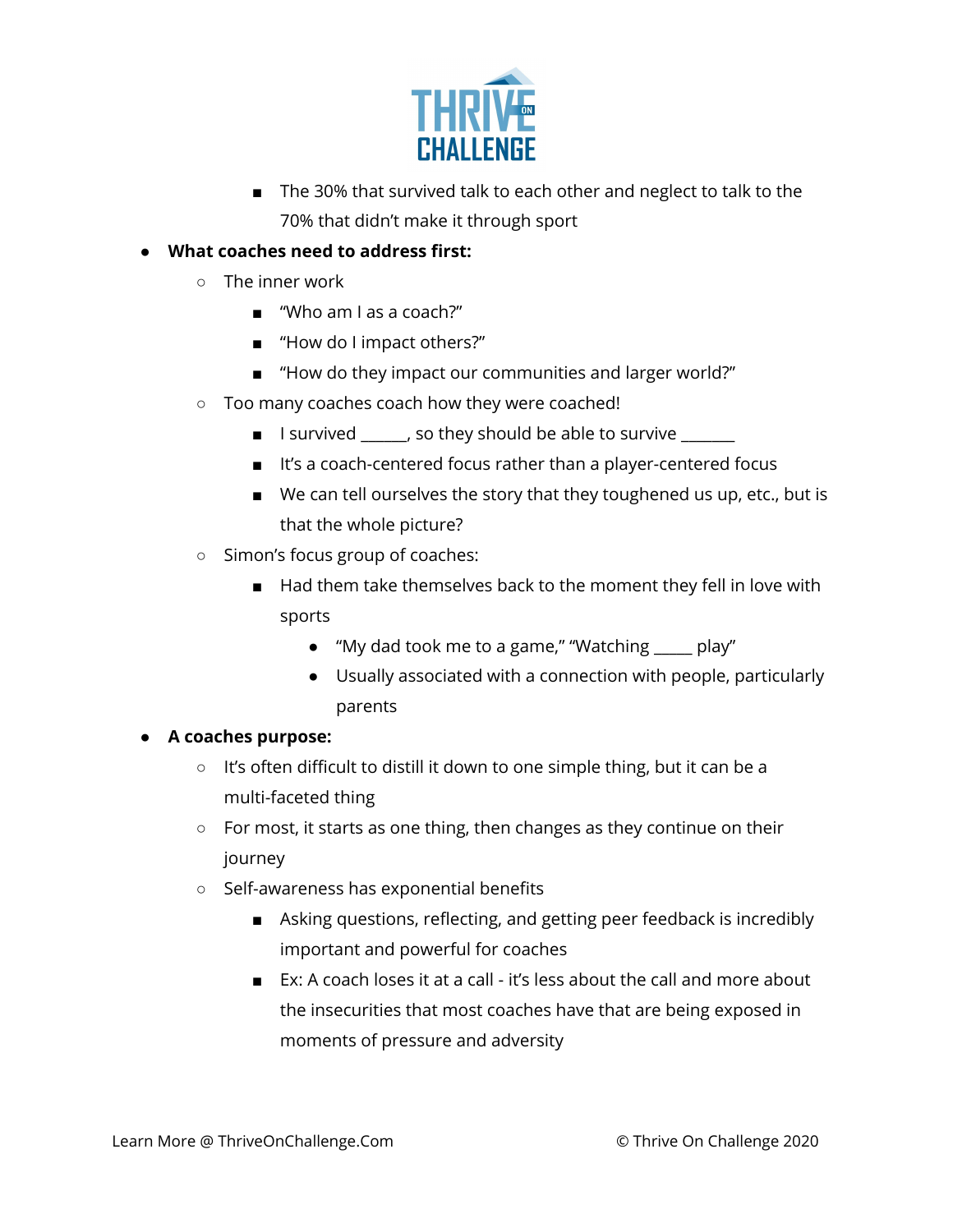- The 30% that survived talk to each other and neglect to talk to the 70% that didn't make it through sport

- **What coaches need to address first:**
    - The inner work
        - "Who am I as a coach?"
        - "How do I impact others?"
        - "How do they impact our communities and larger world?"
    - Too many coaches coach how they were coached!
        - I survived ______, so they should be able to survive _______
        - It's a coach-centered focus rather than a player-centered focus
        - We can tell ourselves the story that they toughened us up, etc., but is that the whole picture?
    - Simon's focus group of coaches:
        - Had them take themselves back to the moment they fell in love with sports
            - "My dad took me to a game," "Watching _____ play"
            - Usually associated with a connection with people, particularly parents
- **A coaches purpose:**
    - It's often difficult to distill it down to one simple thing, but it can be a multi-faceted thing
    - For most, it starts as one thing, then changes as they continue on their journey
    - Self-awareness has exponential benefits
        - Asking questions, reflecting, and getting peer feedback is incredibly important and powerful for coaches
        - Ex: A coach loses it at a call - it's less about the call and more about the insecurities that most coaches have that are being exposed in moments of pressure and adversity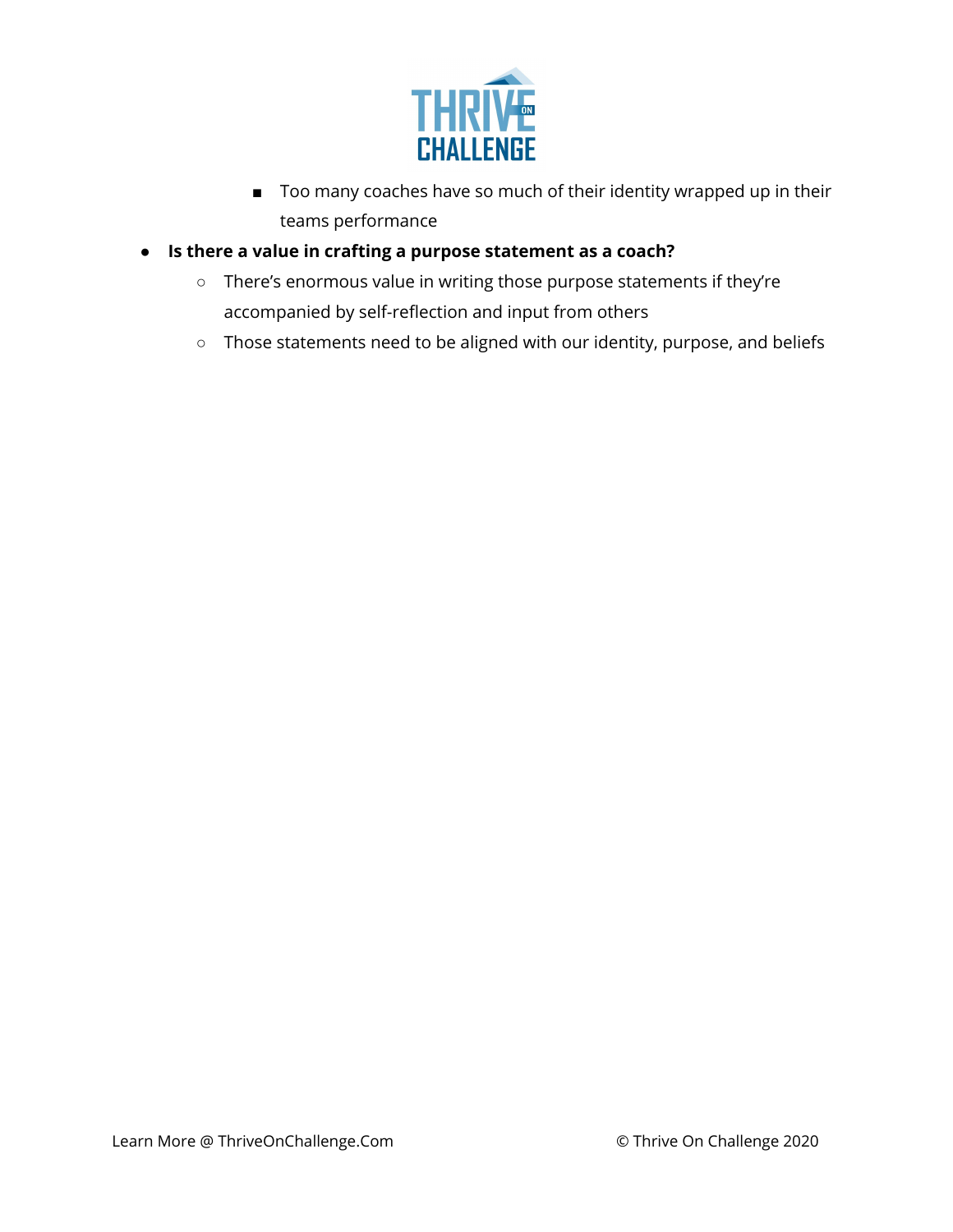- Too many coaches have so much of their identity wrapped up in their teams performance
- **Is there a value in crafting a purpose statement as a coach?**
    - There's enormous value in writing those purpose statements if they're accompanied by self-reflection and input from others
    - Those statements need to be aligned with our identity, purpose, and beliefs